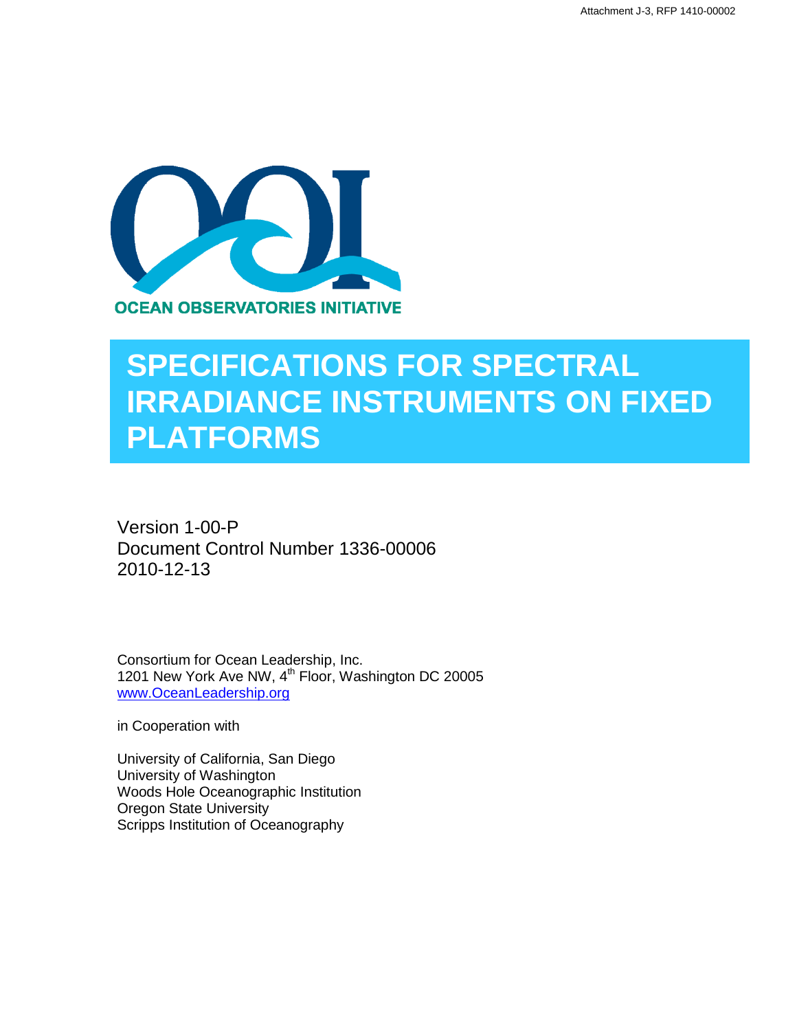Attachment J-3, RFP 1410-00002

OCEAN OBSERVATORIES INITIATIVE

# SPECIFICATIONS FOR SPECTRAL IRRADIANCE INSTRUMENTS ON FIXED PLATFORMS

Version 1-00-P
Document Control Number 1336-00006
2010-12-13

Consortium for Ocean Leadership, Inc.
1201 New York Ave NW, 4th Floor, Washington DC 20005
[www.OceanLeadership.org](http://www.OceanLeadership.org)

in Cooperation with

University of California, San Diego
University of Washington
Woods Hole Oceanographic Institution
Oregon State University
Scripps Institution of Oceanography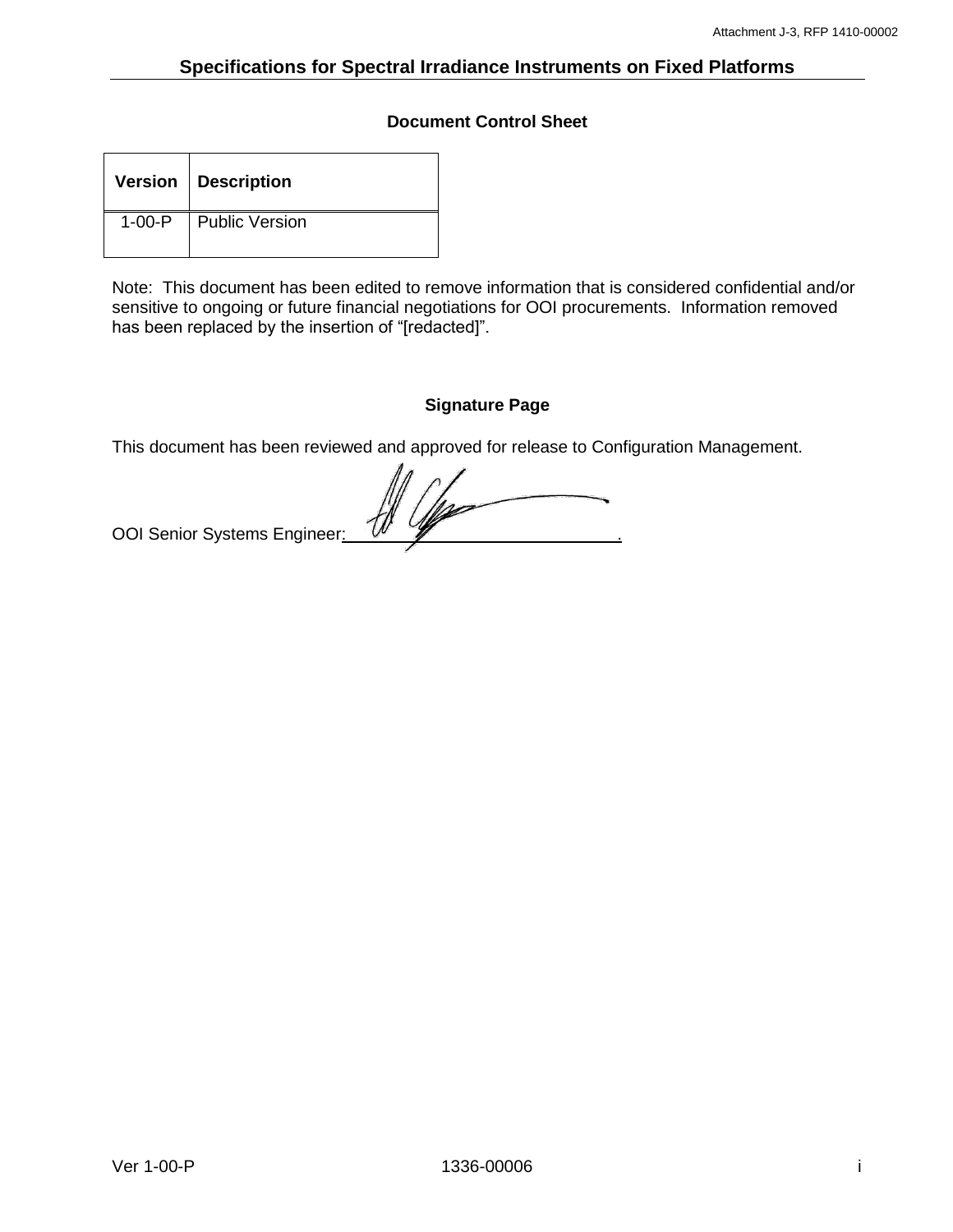## Specifications for Spectral Irradiance Instruments on Fixed Platforms

### Document Control Sheet

| Version | Description |
|---|---|
| 1-00-P | Public Version |

Note: This document has been edited to remove information that is considered confidential and/or sensitive to ongoing or future financial negotiations for OOI procurements. Information removed has been replaced by the insertion of "[redacted]".

### Signature Page

This document has been reviewed and approved for release to Configuration Management.

OOI Senior Systems Engineer: ______________________________.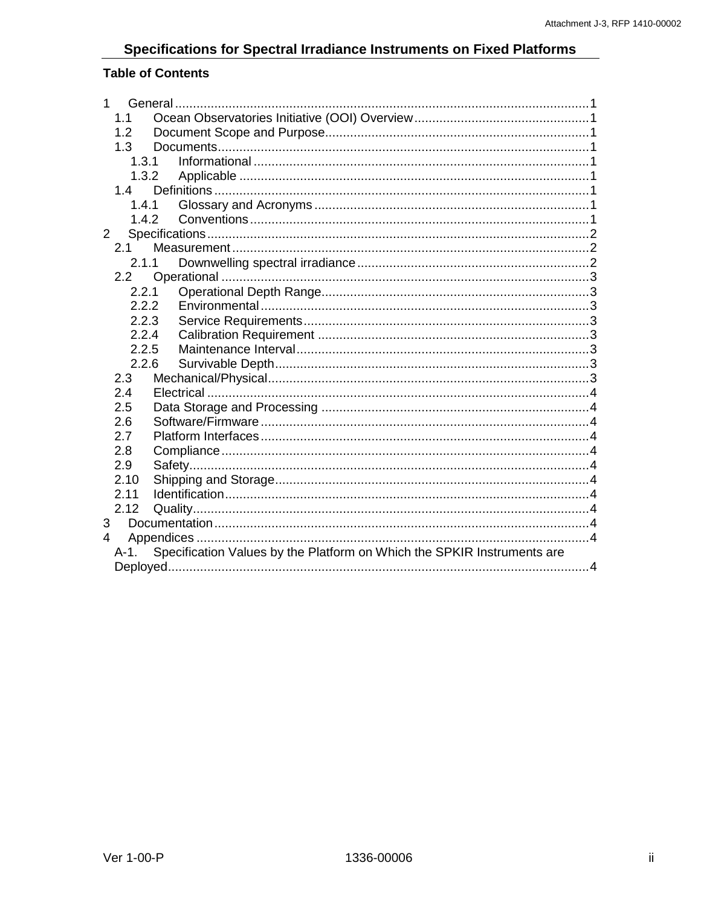## Specifications for Spectral Irradiance Instruments on Fixed Platforms

**Table of Contents**

1 General ........................................................................................................................1
  1.1 Ocean Observatories Initiative (OOI) Overview ..................................................1
  1.2 Document Scope and Purpose ..........................................................................1
  1.3 Documents ........................................................................................................1
    1.3.1 Informational ................................................................................................1
    1.3.2 Applicable ....................................................................................................1
  1.4 Definitions ..........................................................................................................1
    1.4.1 Glossary and Acronyms ...............................................................................1
    1.4.2 Conventions .................................................................................................1
2 Specifications ...............................................................................................................2
  2.1 Measurement .....................................................................................................2
    2.1.1 Downwelling spectral irradiance ..................................................................2
  2.2 Operational ........................................................................................................3
    2.2.1 Operational Depth Range ............................................................................3
    2.2.2 Environmental ..............................................................................................3
    2.2.3 Service Requirements ..................................................................................3
    2.2.4 Calibration Requirement ..............................................................................3
    2.2.5 Maintenance Interval ....................................................................................3
    2.2.6 Survivable Depth ..........................................................................................3
  2.3 Mechanical/Physical ...........................................................................................3
  2.4 Electrical .............................................................................................................4
  2.5 Data Storage and Processing ............................................................................4
  2.6 Software/Firmware .............................................................................................4
  2.7 Platform Interfaces .............................................................................................4
  2.8 Compliance ........................................................................................................4
  2.9 Safety .................................................................................................................4
  2.10 Shipping and Storage ........................................................................................4
  2.11 Identification ......................................................................................................4
  2.12 Quality ...............................................................................................................4
3 Documentation ............................................................................................................4
4 Appendices .................................................................................................................4
  A-1. Specification Values by the Platform on Which the SPKIR Instruments are Deployed ......................................................................................................................4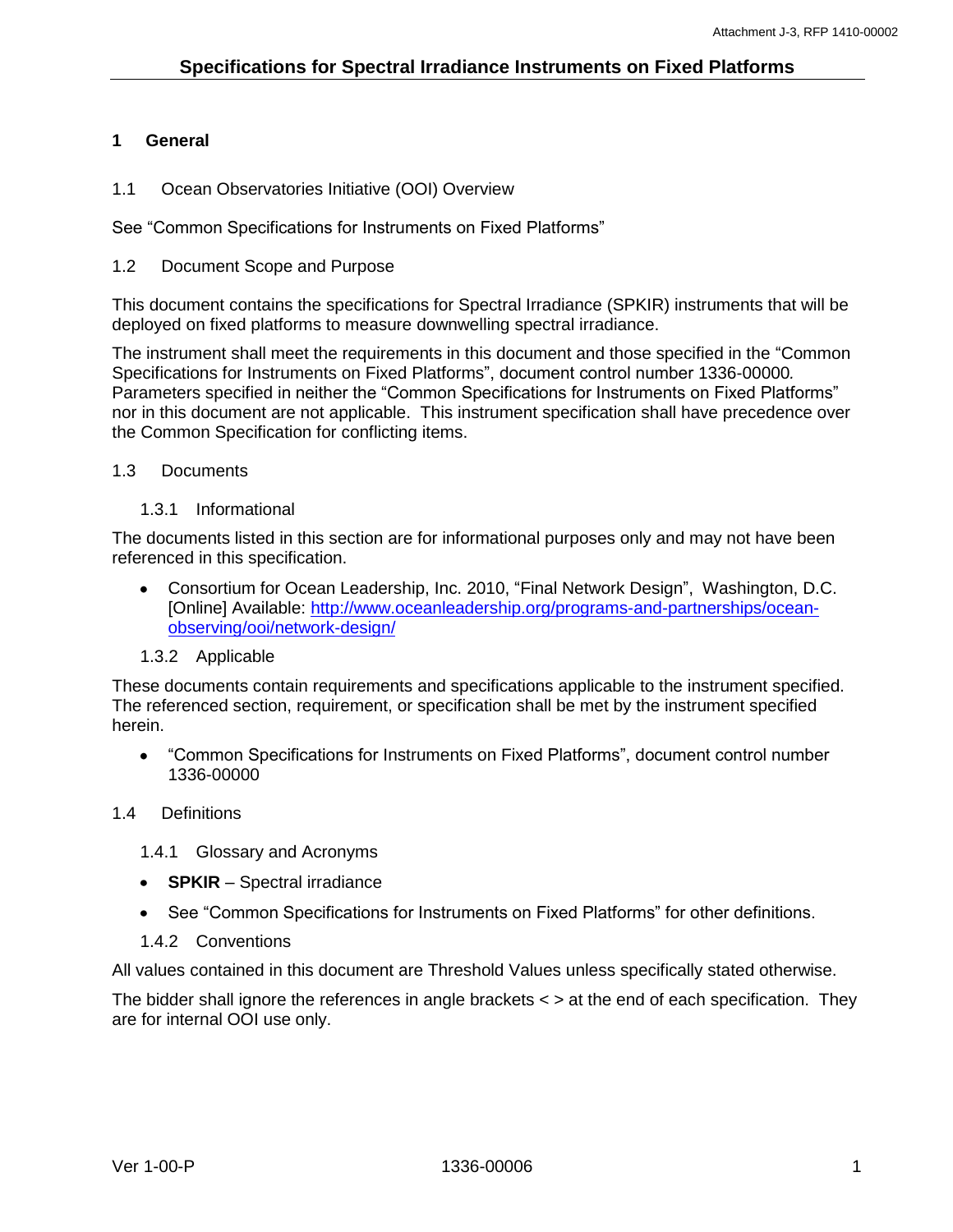# Specifications for Spectral Irradiance Instruments on Fixed Platforms

## 1 General

### 1.1 Ocean Observatories Initiative (OOI) Overview

See "Common Specifications for Instruments on Fixed Platforms"

### 1.2 Document Scope and Purpose

This document contains the specifications for Spectral Irradiance (SPKIR) instruments that will be deployed on fixed platforms to measure downwelling spectral irradiance.

The instrument shall meet the requirements in this document and those specified in the "Common Specifications for Instruments on Fixed Platforms", document control number 1336-00000. Parameters specified in neither the "Common Specifications for Instruments on Fixed Platforms" nor in this document are not applicable. This instrument specification shall have precedence over the Common Specification for conflicting items.

### 1.3 Documents

#### 1.3.1 Informational

The documents listed in this section are for informational purposes only and may not have been referenced in this specification.

- Consortium for Ocean Leadership, Inc. 2010, "Final Network Design", Washington, D.C. [Online] Available: http://www.oceanleadership.org/programs-and-partnerships/ocean-observing/ooi/network-design/

#### 1.3.2 Applicable

These documents contain requirements and specifications applicable to the instrument specified. The referenced section, requirement, or specification shall be met by the instrument specified herein.

- "Common Specifications for Instruments on Fixed Platforms", document control number 1336-00000

### 1.4 Definitions

#### 1.4.1 Glossary and Acronyms

- **SPKIR** – Spectral irradiance
- See "Common Specifications for Instruments on Fixed Platforms" for other definitions.

#### 1.4.2 Conventions

All values contained in this document are Threshold Values unless specifically stated otherwise.

The bidder shall ignore the references in angle brackets < > at the end of each specification. They are for internal OOI use only.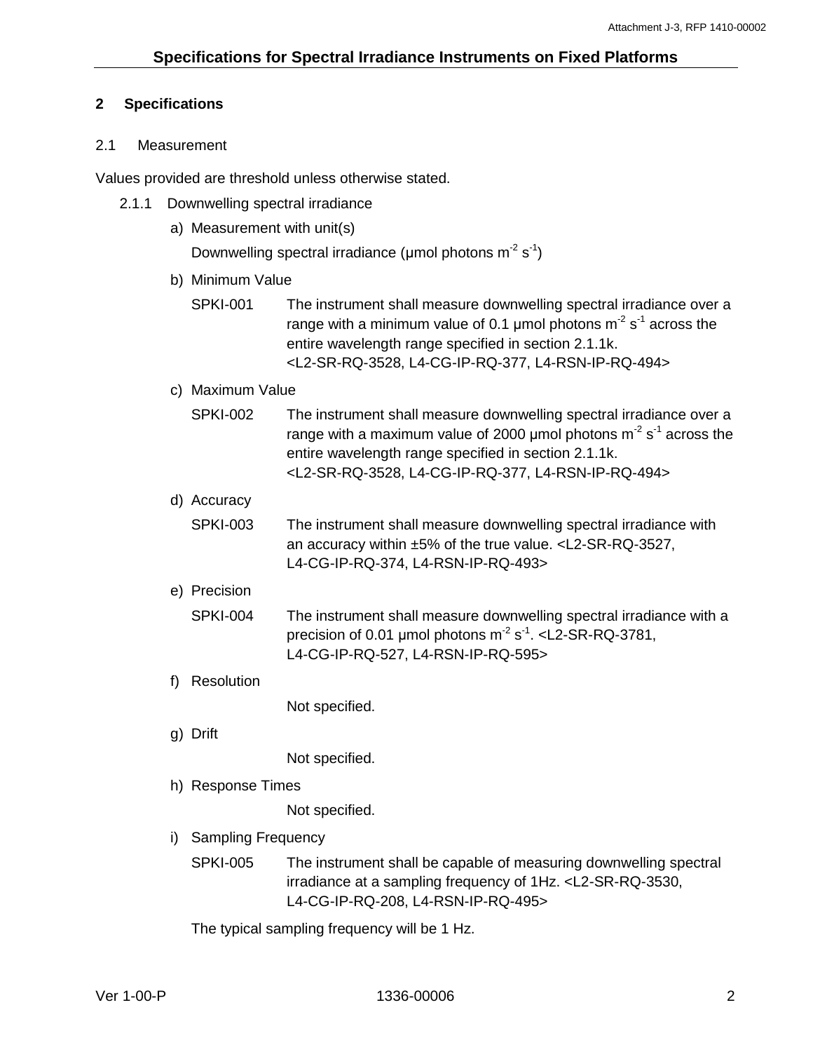## 2 Specifications

### 2.1 Measurement

Values provided are threshold unless otherwise stated.

#### 2.1.1 Downwelling spectral irradiance

a) Measurement with unit(s)

Downwelling spectral irradiance (μmol photons $m^{-2}$ $s^{-1}$)

b) Minimum Value

SPKI-001 The instrument shall measure downwelling spectral irradiance over a range with a minimum value of 0.1 μmol photons $m^{-2}$ $s^{-1}$ across the entire wavelength range specified in section 2.1.1k. <L2-SR-RQ-3528, L4-CG-IP-RQ-377, L4-RSN-IP-RQ-494>

c) Maximum Value

SPKI-002 The instrument shall measure downwelling spectral irradiance over a range with a maximum value of 2000 μmol photons $m^{-2}$ $s^{-1}$ across the entire wavelength range specified in section 2.1.1k. <L2-SR-RQ-3528, L4-CG-IP-RQ-377, L4-RSN-IP-RQ-494>

d) Accuracy

SPKI-003 The instrument shall measure downwelling spectral irradiance with an accuracy within ±5% of the true value. <L2-SR-RQ-3527, L4-CG-IP-RQ-374, L4-RSN-IP-RQ-493>

e) Precision

SPKI-004 The instrument shall measure downwelling spectral irradiance with a precision of 0.01 μmol photons $m^{-2}$ $s^{-1}$. <L2-SR-RQ-3781, L4-CG-IP-RQ-527, L4-RSN-IP-RQ-595>

f) Resolution

Not specified.

g) Drift

Not specified.

h) Response Times

Not specified.

i) Sampling Frequency

SPKI-005 The instrument shall be capable of measuring downwelling spectral irradiance at a sampling frequency of 1Hz. <L2-SR-RQ-3530, L4-CG-IP-RQ-208, L4-RSN-IP-RQ-495>

The typical sampling frequency will be 1 Hz.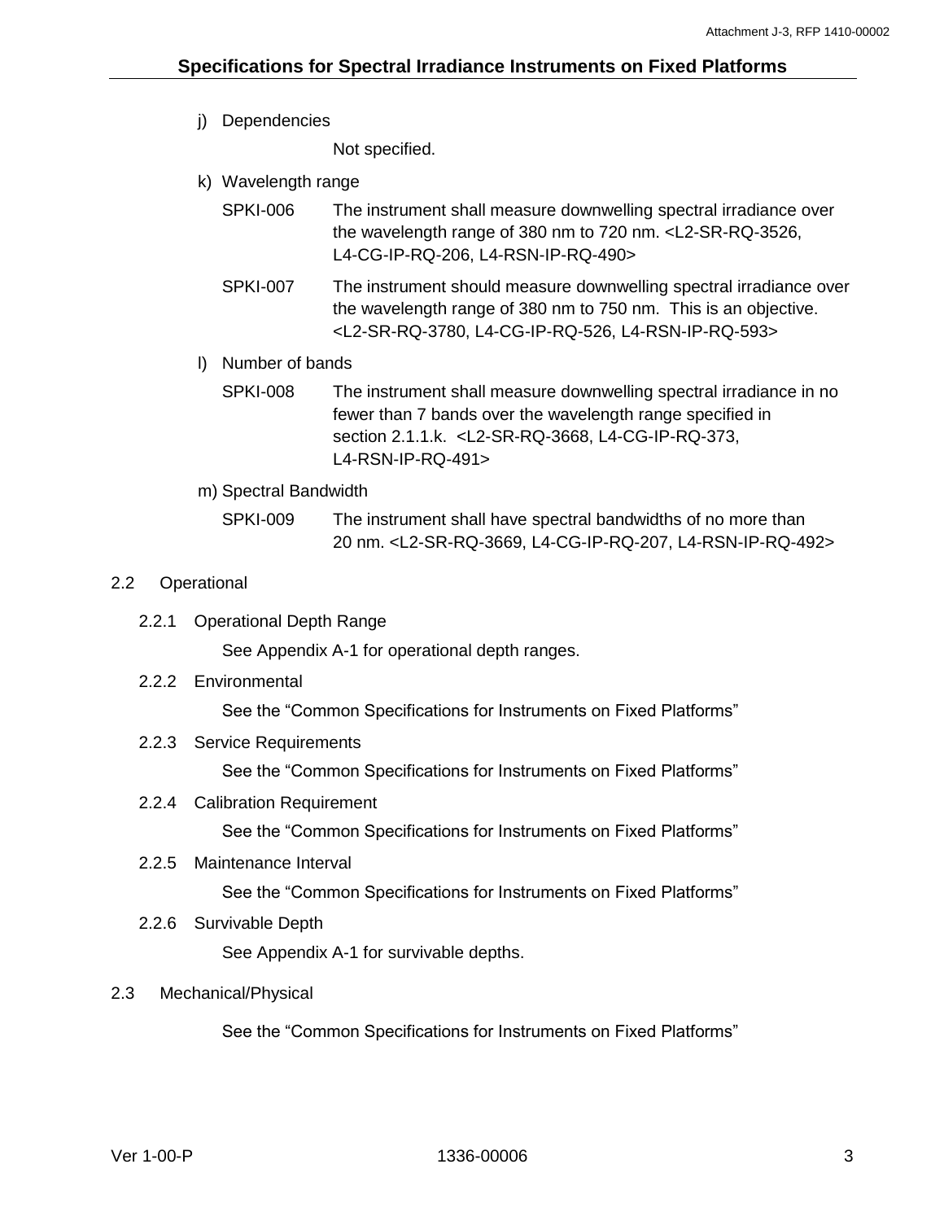j) Dependencies

Not specified.

k) Wavelength range

SPKI-006 The instrument shall measure downwelling spectral irradiance over the wavelength range of 380 nm to 720 nm. <L2-SR-RQ-3526, L4-CG-IP-RQ-206, L4-RSN-IP-RQ-490>

SPKI-007 The instrument should measure downwelling spectral irradiance over the wavelength range of 380 nm to 750 nm. This is an objective. <L2-SR-RQ-3780, L4-CG-IP-RQ-526, L4-RSN-IP-RQ-593>

l) Number of bands

SPKI-008 The instrument shall measure downwelling spectral irradiance in no fewer than 7 bands over the wavelength range specified in section 2.1.1.k. <L2-SR-RQ-3668, L4-CG-IP-RQ-373, L4-RSN-IP-RQ-491>

m) Spectral Bandwidth

SPKI-009 The instrument shall have spectral bandwidths of no more than 20 nm. <L2-SR-RQ-3669, L4-CG-IP-RQ-207, L4-RSN-IP-RQ-492>

## 2.2 Operational

### 2.2.1 Operational Depth Range

See Appendix A-1 for operational depth ranges.

### 2.2.2 Environmental

See the “Common Specifications for Instruments on Fixed Platforms”

### 2.2.3 Service Requirements

See the “Common Specifications for Instruments on Fixed Platforms”

### 2.2.4 Calibration Requirement

See the “Common Specifications for Instruments on Fixed Platforms”

### 2.2.5 Maintenance Interval

See the “Common Specifications for Instruments on Fixed Platforms”

### 2.2.6 Survivable Depth

See Appendix A-1 for survivable depths.

## 2.3 Mechanical/Physical

See the “Common Specifications for Instruments on Fixed Platforms”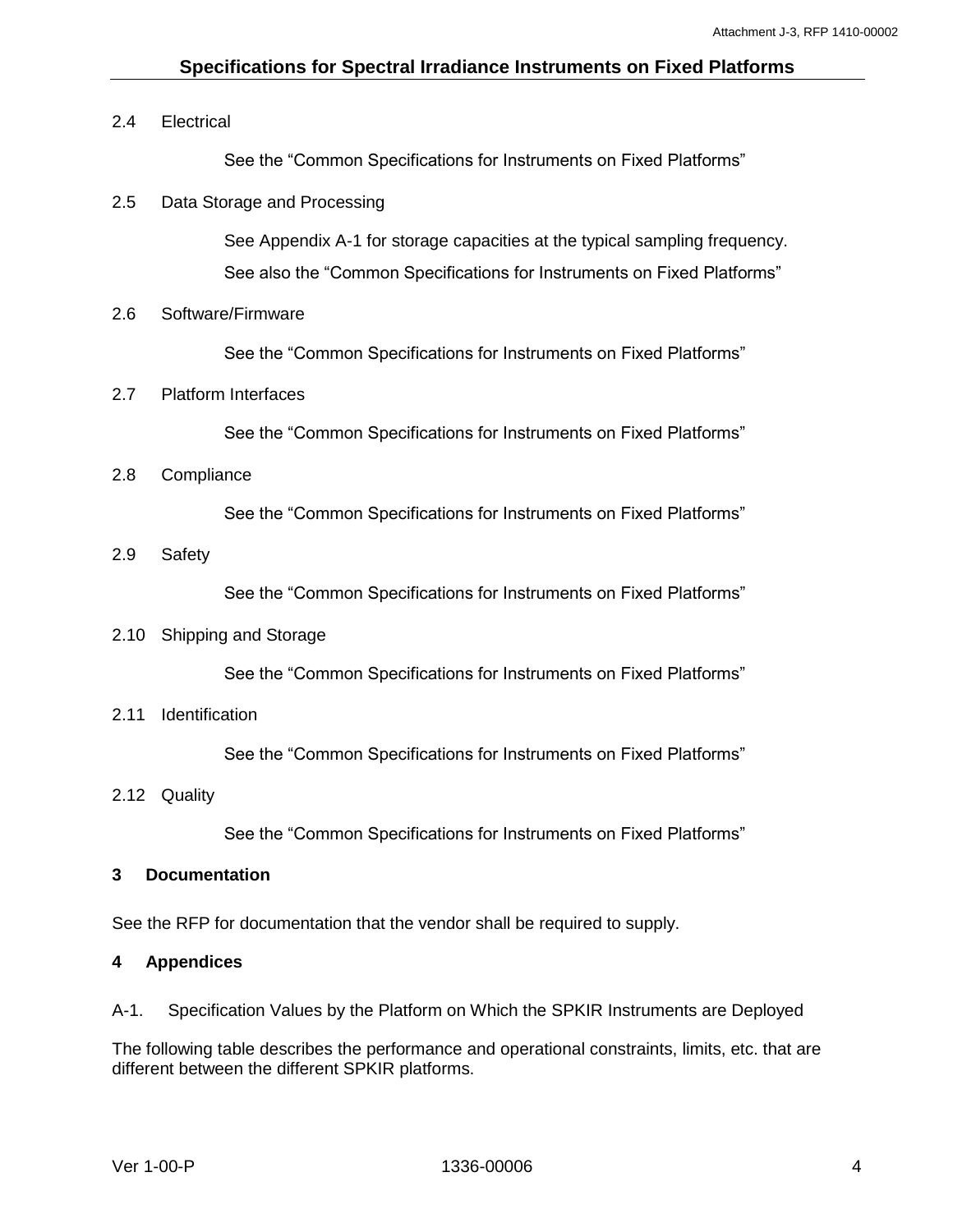### 2.4 Electrical

See the “Common Specifications for Instruments on Fixed Platforms”

### 2.5 Data Storage and Processing

See Appendix A-1 for storage capacities at the typical sampling frequency.

See also the “Common Specifications for Instruments on Fixed Platforms”

### 2.6 Software/Firmware

See the “Common Specifications for Instruments on Fixed Platforms”

### 2.7 Platform Interfaces

See the “Common Specifications for Instruments on Fixed Platforms”

### 2.8 Compliance

See the “Common Specifications for Instruments on Fixed Platforms”

### 2.9 Safety

See the “Common Specifications for Instruments on Fixed Platforms”

### 2.10 Shipping and Storage

See the “Common Specifications for Instruments on Fixed Platforms”

### 2.11 Identification

See the “Common Specifications for Instruments on Fixed Platforms”

### 2.12 Quality

See the “Common Specifications for Instruments on Fixed Platforms”

## 3 Documentation

See the RFP for documentation that the vendor shall be required to supply.

## 4 Appendices

A-1. Specification Values by the Platform on Which the SPKIR Instruments are Deployed

The following table describes the performance and operational constraints, limits, etc. that are different between the different SPKIR platforms.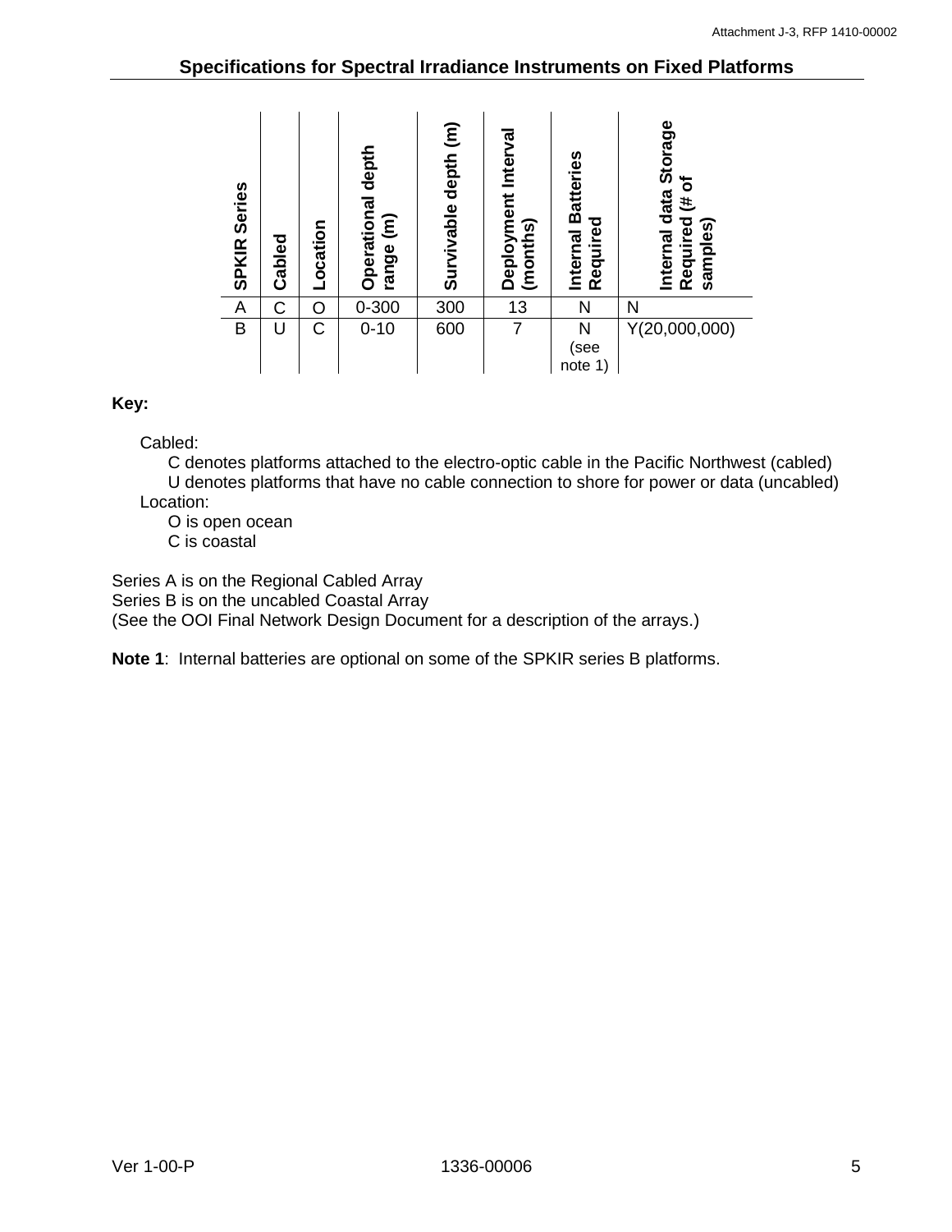## Specifications for Spectral Irradiance Instruments on Fixed Platforms

| SPKIR Series | Cabled | Location | Operational depth range (m) | Survivable depth (m) | Deployment Interval (months) | Internal Batteries Required | Internal data Storage Required (# of samples) |
|---|---|---|---|---|---|---|---|
| A | C | O | 0-300 | 300 | 13 | N | N |
| B | U | C | 0-10 | 600 | 7 | N (see note 1) | Y(20,000,000) |

**Key:**

Cabled:
- C denotes platforms attached to the electro-optic cable in the Pacific Northwest (cabled)
- U denotes platforms that have no cable connection to shore for power or data (uncabled)

Location:
- O is open ocean
- C is coastal

Series A is on the Regional Cabled Array
Series B is on the uncabled Coastal Array
(See the OOI Final Network Design Document for a description of the arrays.)

**Note 1**: Internal batteries are optional on some of the SPKIR series B platforms.